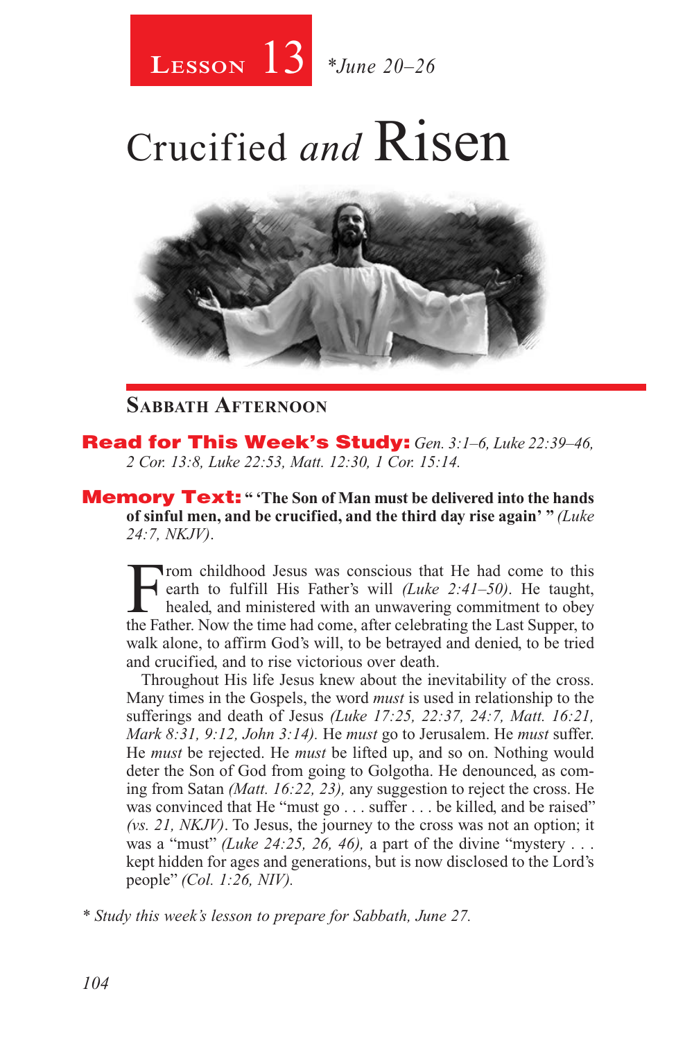**Lesson 13** *June 20–26

# Crucified *and* Risen

## Sabbath Afternoon

**Read for This Week's Study:** *Gen. 3:1–6, Luke 22:39–46, 2 Cor. 13:8, Luke 22:53, Matt. 12:30, 1 Cor. 15:14.*

**Memory Text:** **" 'The Son of Man must be delivered into the hands of sinful men, and be crucified, and the third day rise again' "** *(Luke 24:7, NKJV).*

From childhood Jesus was conscious that He had come to this earth to fulfill His Father's will *(Luke 2:41–50)*. He taught, healed, and ministered with an unwavering commitment to obey the Father. Now the time had come, after celebrating the Last Supper, to walk alone, to affirm God's will, to be betrayed and denied, to be tried and crucified, and to rise victorious over death.

Throughout His life Jesus knew about the inevitability of the cross. Many times in the Gospels, the word *must* is used in relationship to the sufferings and death of Jesus *(Luke 17:25, 22:37, 24:7, Matt. 16:21, Mark 8:31, 9:12, John 3:14)*. He *must* go to Jerusalem. He *must* suffer. He *must* be rejected. He *must* be lifted up, and so on. Nothing would deter the Son of God from going to Golgotha. He denounced, as coming from Satan *(Matt. 16:22, 23)*, any suggestion to reject the cross. He was convinced that He "must go . . . suffer . . . be killed, and be raised" *(vs. 21, NKJV)*. To Jesus, the journey to the cross was not an option; it was a "must" *(Luke 24:25, 26, 46)*, a part of the divine "mystery . . . kept hidden for ages and generations, but is now disclosed to the Lord's people" *(Col. 1:26, NIV)*.

*\* Study this week's lesson to prepare for Sabbath, June 27.*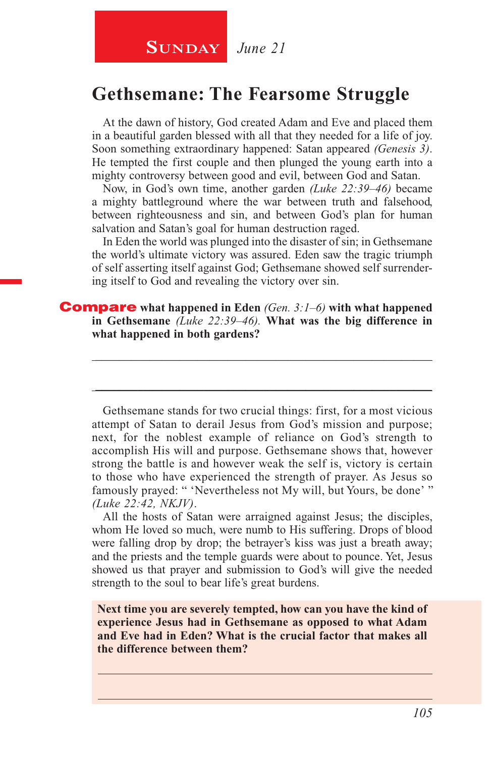**SUNDAY** *June 21*

## Gethsemane: The Fearsome Struggle

At the dawn of history, God created Adam and Eve and placed them in a beautiful garden blessed with all that they needed for a life of joy. Soon something extraordinary happened: Satan appeared *(Genesis 3)*. He tempted the first couple and then plunged the young earth into a mighty controversy between good and evil, between God and Satan.

Now, in God's own time, another garden *(Luke 22:39–46)* became a mighty battleground where the war between truth and falsehood, between righteousness and sin, and between God's plan for human salvation and Satan's goal for human destruction raged.

In Eden the world was plunged into the disaster of sin; in Gethsemane the world's ultimate victory was assured. Eden saw the tragic triumph of self asserting itself against God; Gethsemane showed self surrendering itself to God and revealing the victory over sin.

**Compare what happened in Eden** *(Gen. 3:1–6)* **with what happened in Gethsemane** *(Luke 22:39–46).* **What was the big difference in what happened in both gardens?**

---

---

Gethsemane stands for two crucial things: first, for a most vicious attempt of Satan to derail Jesus from God's mission and purpose; next, for the noblest example of reliance on God's strength to accomplish His will and purpose. Gethsemane shows that, however strong the battle is and however weak the self is, victory is certain to those who have experienced the strength of prayer. As Jesus so famously prayed: " 'Nevertheless not My will, but Yours, be done' " *(Luke 22:42, NKJV)*.

All the hosts of Satan were arraigned against Jesus; the disciples, whom He loved so much, were numb to His suffering. Drops of blood were falling drop by drop; the betrayer's kiss was just a breath away; and the priests and the temple guards were about to pounce. Yet, Jesus showed us that prayer and submission to God's will give the needed strength to the soul to bear life's great burdens.

**Next time you are severely tempted, how can you have the kind of experience Jesus had in Gethsemane as opposed to what Adam and Eve had in Eden? What is the crucial factor that makes all the difference between them?**

---

---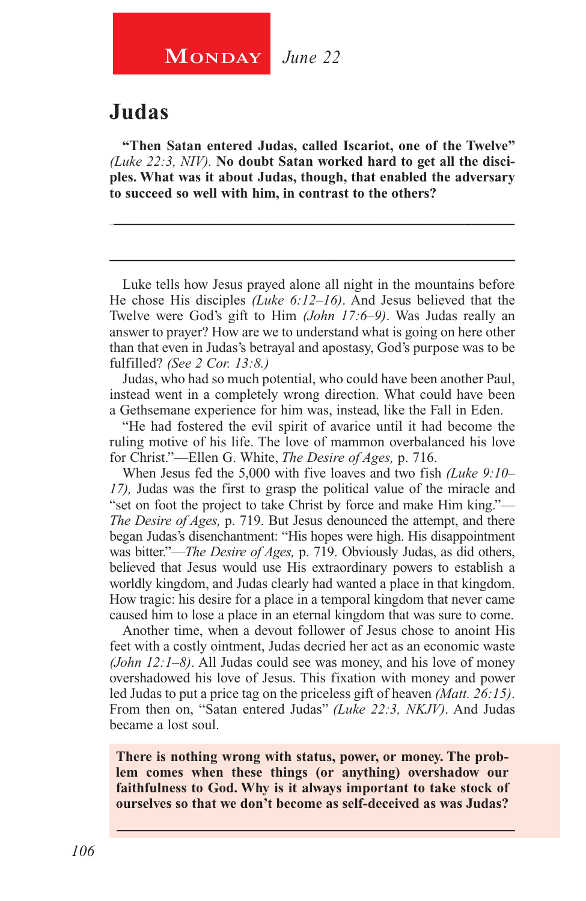**Monday** *June 22*

# Judas

**"Then Satan entered Judas, called Iscariot, one of the Twelve"** *(Luke 22:3, NIV).* **No doubt Satan worked hard to get all the disciples. What was it about Judas, though, that enabled the adversary to succeed so well with him, in contrast to the others?**

Luke tells how Jesus prayed alone all night in the mountains before He chose His disciples *(Luke 6:12–16)*. And Jesus believed that the Twelve were God's gift to Him *(John 17:6–9)*. Was Judas really an answer to prayer? How are we to understand what is going on here other than that even in Judas's betrayal and apostasy, God's purpose was to be fulfilled? *(See 2 Cor. 13:8.)*

Judas, who had so much potential, who could have been another Paul, instead went in a completely wrong direction. What could have been a Gethsemane experience for him was, instead, like the Fall in Eden.

"He had fostered the evil spirit of avarice until it had become the ruling motive of his life. The love of mammon overbalanced his love for Christ."—Ellen G. White, *The Desire of Ages,* p. 716.

When Jesus fed the 5,000 with five loaves and two fish *(Luke 9:10–17),* Judas was the first to grasp the political value of the miracle and "set on foot the project to take Christ by force and make Him king."—*The Desire of Ages,* p. 719. But Jesus denounced the attempt, and there began Judas's disenchantment: "His hopes were high. His disappointment was bitter."—*The Desire of Ages,* p. 719. Obviously Judas, as did others, believed that Jesus would use His extraordinary powers to establish a worldly kingdom, and Judas clearly had wanted a place in that kingdom. How tragic: his desire for a place in a temporal kingdom that never came caused him to lose a place in an eternal kingdom that was sure to come.

Another time, when a devout follower of Jesus chose to anoint His feet with a costly ointment, Judas decried her act as an economic waste *(John 12:1–8)*. All Judas could see was money, and his love of money overshadowed his love of Jesus. This fixation with money and power led Judas to put a price tag on the priceless gift of heaven *(Matt. 26:15)*. From then on, "Satan entered Judas" *(Luke 22:3, NKJV)*. And Judas became a lost soul.

**There is nothing wrong with status, power, or money. The problem comes when these things (or anything) overshadow our faithfulness to God. Why is it always important to take stock of ourselves so that we don't become as self-deceived as was Judas?**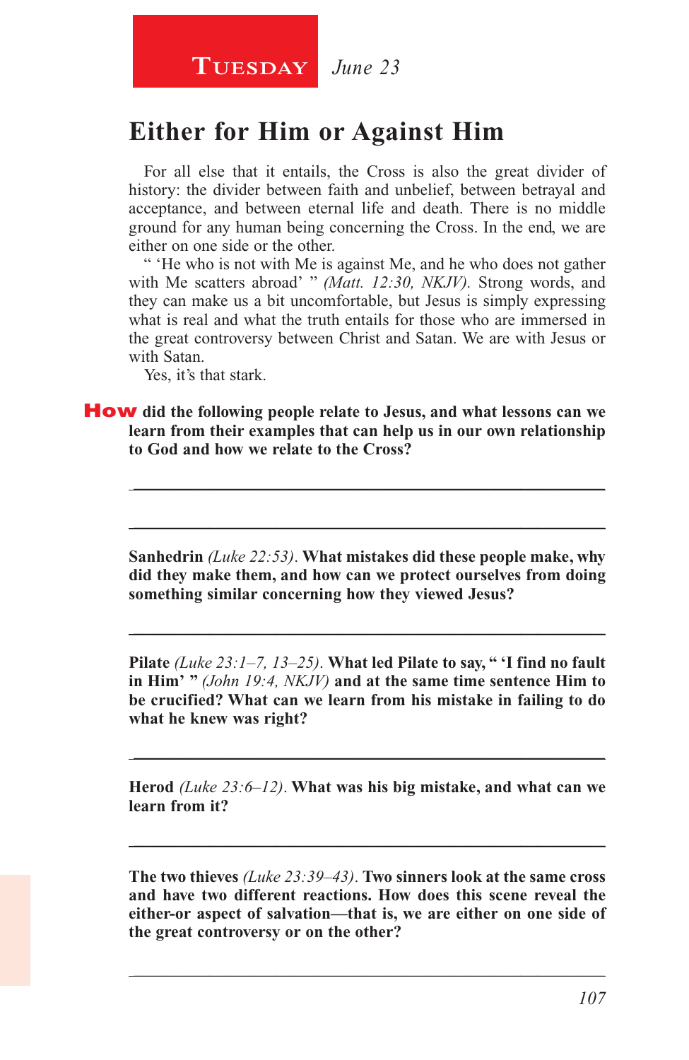**Tuesday** *June 23*

# Either for Him or Against Him

For all else that it entails, the Cross is also the great divider of history: the divider between faith and unbelief, between betrayal and acceptance, and between eternal life and death. There is no middle ground for any human being concerning the Cross. In the end, we are either on one side or the other.

" 'He who is not with Me is against Me, and he who does not gather with Me scatters abroad' " *(Matt. 12:30, NKJV)*. Strong words, and they can make us a bit uncomfortable, but Jesus is simply expressing what is real and what the truth entails for those who are immersed in the great controversy between Christ and Satan. We are with Jesus or with Satan.

Yes, it's that stark.

**How did the following people relate to Jesus, and what lessons can we learn from their examples that can help us in our own relationship to God and how we relate to the Cross?**

---

---

**Sanhedrin** *(Luke 22:53)*. **What mistakes did these people make, why did they make them, and how can we protect ourselves from doing something similar concerning how they viewed Jesus?**

---

**Pilate** *(Luke 23:1–7, 13–25)*. **What led Pilate to say, " 'I find no fault in Him' "** *(John 19:4, NKJV)* **and at the same time sentence Him to be crucified? What can we learn from his mistake in failing to do what he knew was right?**

---

**Herod** *(Luke 23:6–12)*. **What was his big mistake, and what can we learn from it?**

---

**The two thieves** *(Luke 23:39–43)*. **Two sinners look at the same cross and have two different reactions. How does this scene reveal the either-or aspect of salvation—that is, we are either on one side of the great controversy or on the other?**

---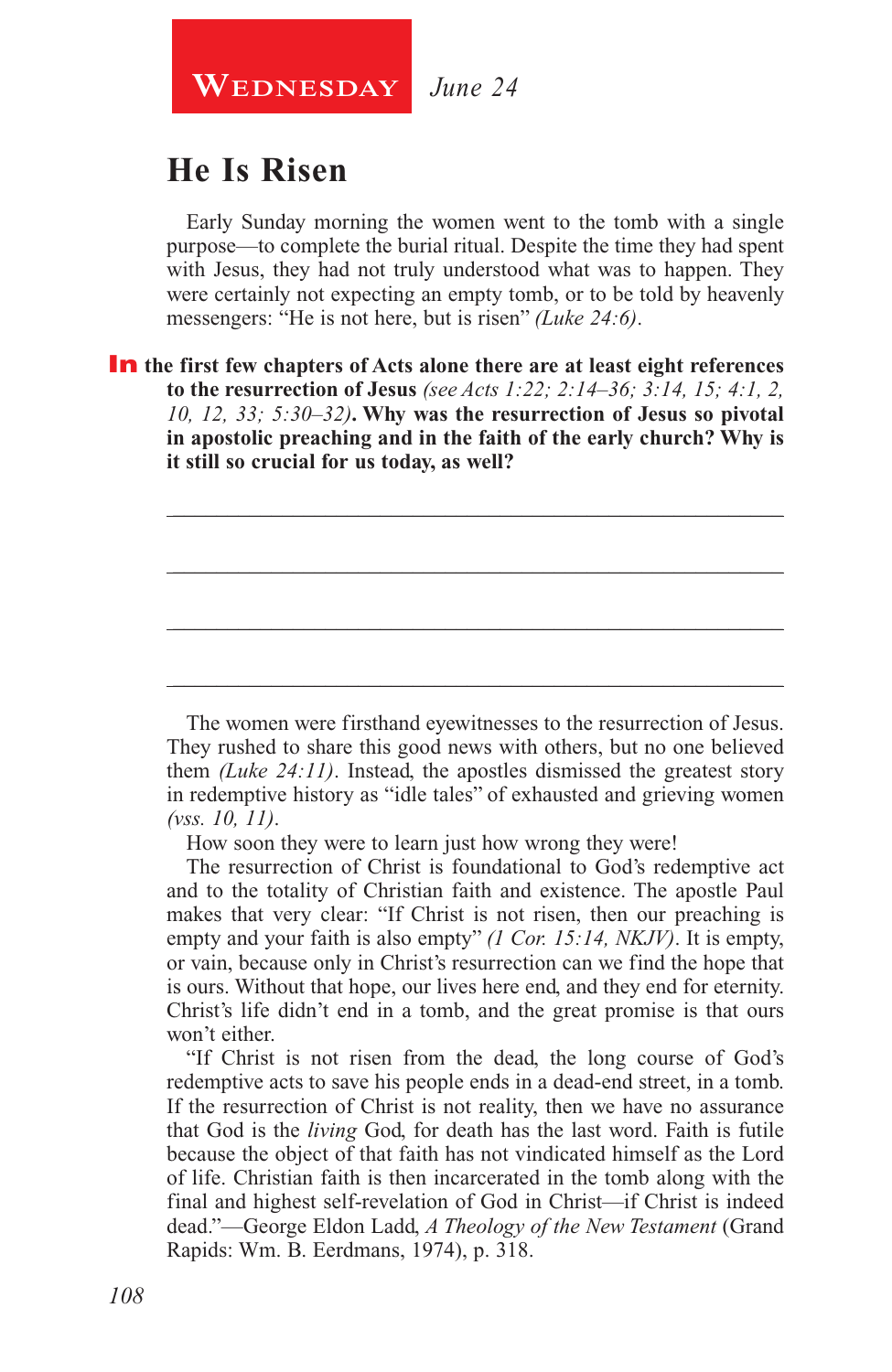**Wednesday** *June 24*

## He Is Risen

Early Sunday morning the women went to the tomb with a single purpose—to complete the burial ritual. Despite the time they had spent with Jesus, they had not truly understood what was to happen. They were certainly not expecting an empty tomb, or to be told by heavenly messengers: "He is not here, but is risen" *(Luke 24:6)*.

**In the first few chapters of Acts alone there are at least eight references to the resurrection of Jesus** *(see Acts 1:22; 2:14–36; 3:14, 15; 4:1, 2, 10, 12, 33; 5:30–32)***. Why was the resurrection of Jesus so pivotal in apostolic preaching and in the faith of the early church? Why is it still so crucial for us today, as well?**

_______________________________________________

_______________________________________________

_______________________________________________

_______________________________________________

The women were firsthand eyewitnesses to the resurrection of Jesus. They rushed to share this good news with others, but no one believed them *(Luke 24:11)*. Instead, the apostles dismissed the greatest story in redemptive history as "idle tales" of exhausted and grieving women *(vss. 10, 11)*.

How soon they were to learn just how wrong they were!

The resurrection of Christ is foundational to God's redemptive act and to the totality of Christian faith and existence. The apostle Paul makes that very clear: "If Christ is not risen, then our preaching is empty and your faith is also empty" *(1 Cor. 15:14, NKJV)*. It is empty, or vain, because only in Christ's resurrection can we find the hope that is ours. Without that hope, our lives here end, and they end for eternity. Christ's life didn't end in a tomb, and the great promise is that ours won't either.

"If Christ is not risen from the dead, the long course of God's redemptive acts to save his people ends in a dead-end street, in a tomb. If the resurrection of Christ is not reality, then we have no assurance that God is the *living* God, for death has the last word. Faith is futile because the object of that faith has not vindicated himself as the Lord of life. Christian faith is then incarcerated in the tomb along with the final and highest self-revelation of God in Christ—if Christ is indeed dead."—George Eldon Ladd, *A Theology of the New Testament* (Grand Rapids: Wm. B. Eerdmans, 1974), p. 318.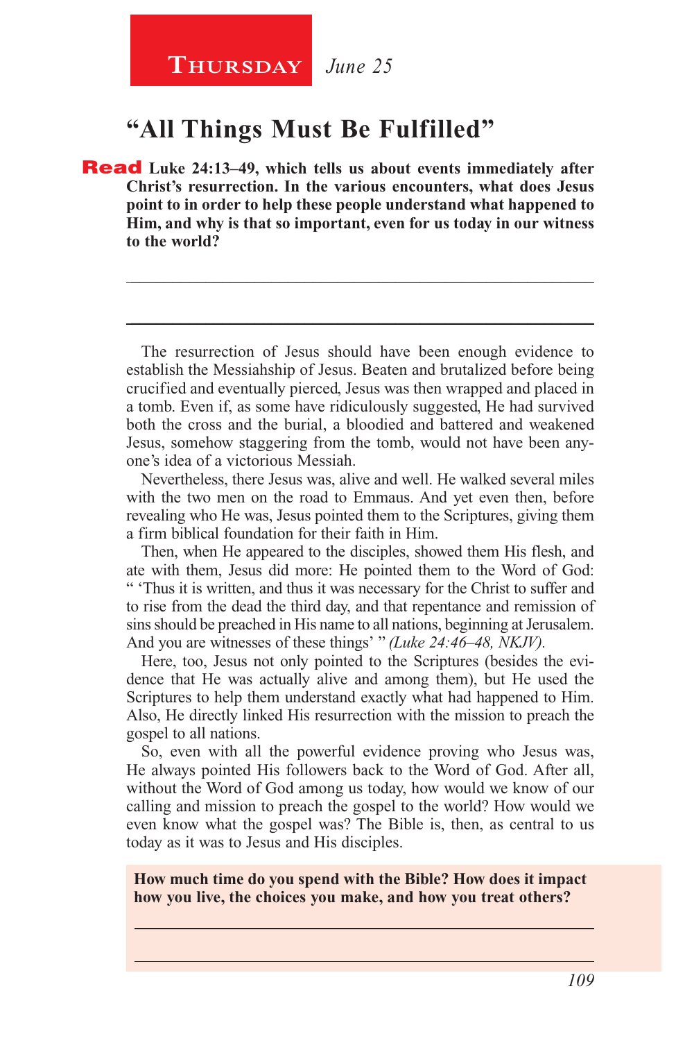**Thursday** *June 25*

## "All Things Must Be Fulfilled"

**Read Luke 24:13–49, which tells us about events immediately after Christ's resurrection. In the various encounters, what does Jesus point to in order to help these people understand what happened to Him, and why is that so important, even for us today in our witness to the world?**

_______________________________________________

_______________________________________________

The resurrection of Jesus should have been enough evidence to establish the Messiahship of Jesus. Beaten and brutalized before being crucified and eventually pierced, Jesus was then wrapped and placed in a tomb. Even if, as some have ridiculously suggested, He had survived both the cross and the burial, a bloodied and battered and weakened Jesus, somehow staggering from the tomb, would not have been anyone's idea of a victorious Messiah.

Nevertheless, there Jesus was, alive and well. He walked several miles with the two men on the road to Emmaus. And yet even then, before revealing who He was, Jesus pointed them to the Scriptures, giving them a firm biblical foundation for their faith in Him.

Then, when He appeared to the disciples, showed them His flesh, and ate with them, Jesus did more: He pointed them to the Word of God: " 'Thus it is written, and thus it was necessary for the Christ to suffer and to rise from the dead the third day, and that repentance and remission of sins should be preached in His name to all nations, beginning at Jerusalem. And you are witnesses of these things' " *(Luke 24:46–48, NKJV).*

Here, too, Jesus not only pointed to the Scriptures (besides the evidence that He was actually alive and among them), but He used the Scriptures to help them understand exactly what had happened to Him. Also, He directly linked His resurrection with the mission to preach the gospel to all nations.

So, even with all the powerful evidence proving who Jesus was, He always pointed His followers back to the Word of God. After all, without the Word of God among us today, how would we know of our calling and mission to preach the gospel to the world? How would we even know what the gospel was? The Bible is, then, as central to us today as it was to Jesus and His disciples.

**How much time do you spend with the Bible? How does it impact how you live, the choices you make, and how you treat others?**

_______________________________________________

_______________________________________________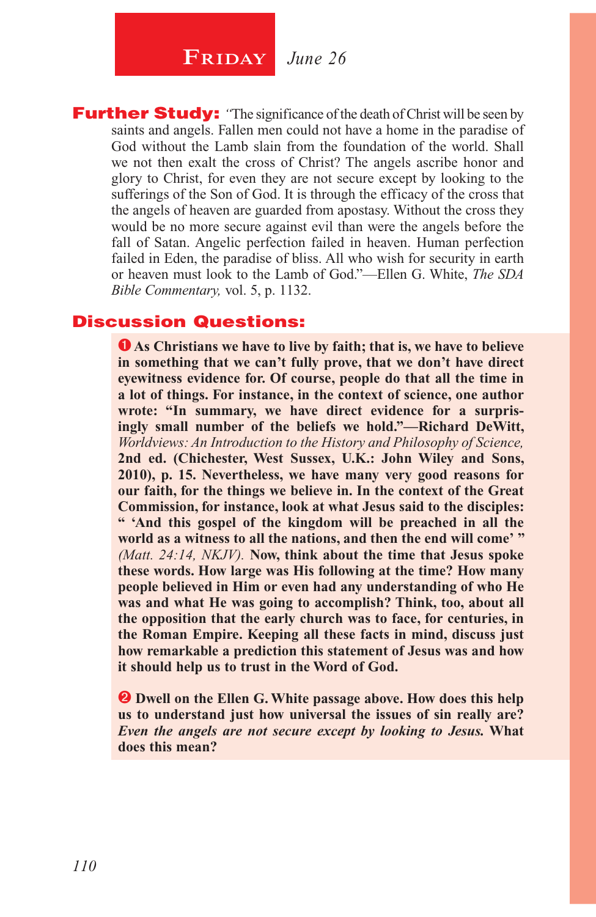# Friday *June 26*

**Further Study:** "The significance of the death of Christ will be seen by saints and angels. Fallen men could not have a home in the paradise of God without the Lamb slain from the foundation of the world. Shall we not then exalt the cross of Christ? The angels ascribe honor and glory to Christ, for even they are not secure except by looking to the sufferings of the Son of God. It is through the efficacy of the cross that the angels of heaven are guarded from apostasy. Without the cross they would be no more secure against evil than were the angels before the fall of Satan. Angelic perfection failed in heaven. Human perfection failed in Eden, the paradise of bliss. All who wish for security in earth or heaven must look to the Lamb of God."—Ellen G. White, *The SDA Bible Commentary,* vol. 5, p. 1132.

## Discussion Questions:

❶ **As Christians we have to live by faith; that is, we have to believe in something that we can't fully prove, that we don't have direct eyewitness evidence for. Of course, people do that all the time in a lot of things. For instance, in the context of science, one author wrote: "In summary, we have direct evidence for a surprisingly small number of the beliefs we hold."—Richard DeWitt,** *Worldviews: An Introduction to the History and Philosophy of Science,* **2nd ed. (Chichester, West Sussex, U.K.: John Wiley and Sons, 2010), p. 15. Nevertheless, we have many very good reasons for our faith, for the things we believe in. In the context of the Great Commission, for instance, look at what Jesus said to the disciples: " 'And this gospel of the kingdom will be preached in all the world as a witness to all the nations, and then the end will come' "** *(Matt. 24:14, NKJV).* **Now, think about the time that Jesus spoke these words. How large was His following at the time? How many people believed in Him or even had any understanding of who He was and what He was going to accomplish? Think, too, about all the opposition that the early church was to face, for centuries, in the Roman Empire. Keeping all these facts in mind, discuss just how remarkable a prediction this statement of Jesus was and how it should help us to trust in the Word of God.**

❷ **Dwell on the Ellen G. White passage above. How does this help us to understand just how universal the issues of sin really are?** ***Even the angels are not secure except by looking to Jesus.*** **What does this mean?**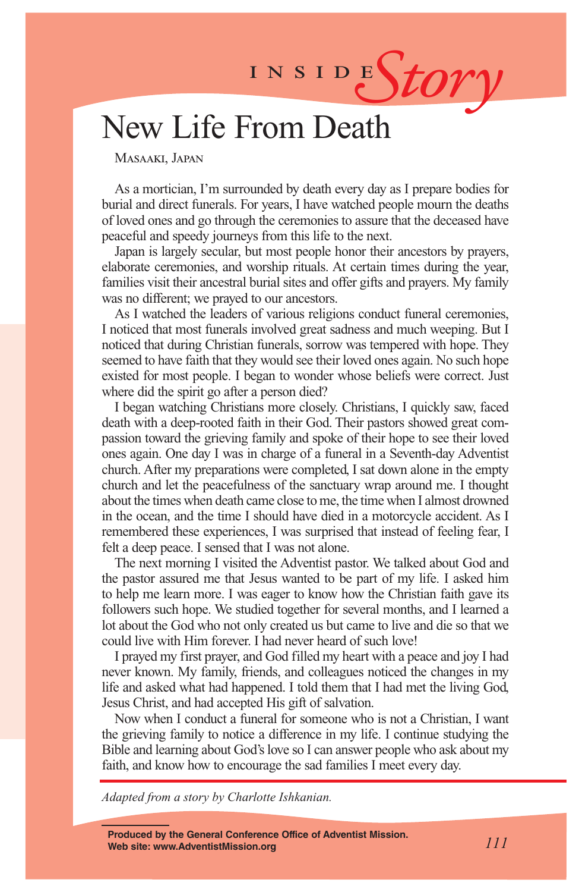INSIDE *Story*

# New Life From Death

Masaaki, Japan

As a mortician, I'm surrounded by death every day as I prepare bodies for burial and direct funerals. For years, I have watched people mourn the deaths of loved ones and go through the ceremonies to assure that the deceased have peaceful and speedy journeys from this life to the next.

Japan is largely secular, but most people honor their ancestors by prayers, elaborate ceremonies, and worship rituals. At certain times during the year, families visit their ancestral burial sites and offer gifts and prayers. My family was no different; we prayed to our ancestors.

As I watched the leaders of various religions conduct funeral ceremonies, I noticed that most funerals involved great sadness and much weeping. But I noticed that during Christian funerals, sorrow was tempered with hope. They seemed to have faith that they would see their loved ones again. No such hope existed for most people. I began to wonder whose beliefs were correct. Just where did the spirit go after a person died?

I began watching Christians more closely. Christians, I quickly saw, faced death with a deep-rooted faith in their God. Their pastors showed great compassion toward the grieving family and spoke of their hope to see their loved ones again. One day I was in charge of a funeral in a Seventh-day Adventist church. After my preparations were completed, I sat down alone in the empty church and let the peacefulness of the sanctuary wrap around me. I thought about the times when death came close to me, the time when I almost drowned in the ocean, and the time I should have died in a motorcycle accident. As I remembered these experiences, I was surprised that instead of feeling fear, I felt a deep peace. I sensed that I was not alone.

The next morning I visited the Adventist pastor. We talked about God and the pastor assured me that Jesus wanted to be part of my life. I asked him to help me learn more. I was eager to know how the Christian faith gave its followers such hope. We studied together for several months, and I learned a lot about the God who not only created us but came to live and die so that we could live with Him forever. I had never heard of such love!

I prayed my first prayer, and God filled my heart with a peace and joy I had never known. My family, friends, and colleagues noticed the changes in my life and asked what had happened. I told them that I had met the living God, Jesus Christ, and had accepted His gift of salvation.

Now when I conduct a funeral for someone who is not a Christian, I want the grieving family to notice a difference in my life. I continue studying the Bible and learning about God's love so I can answer people who ask about my faith, and know how to encourage the sad families I meet every day.

*Adapted from a story by Charlotte Ishkanian.*

**Produced by the General Conference Office of Adventist Mission.**
**Web site: www.AdventistMission.org**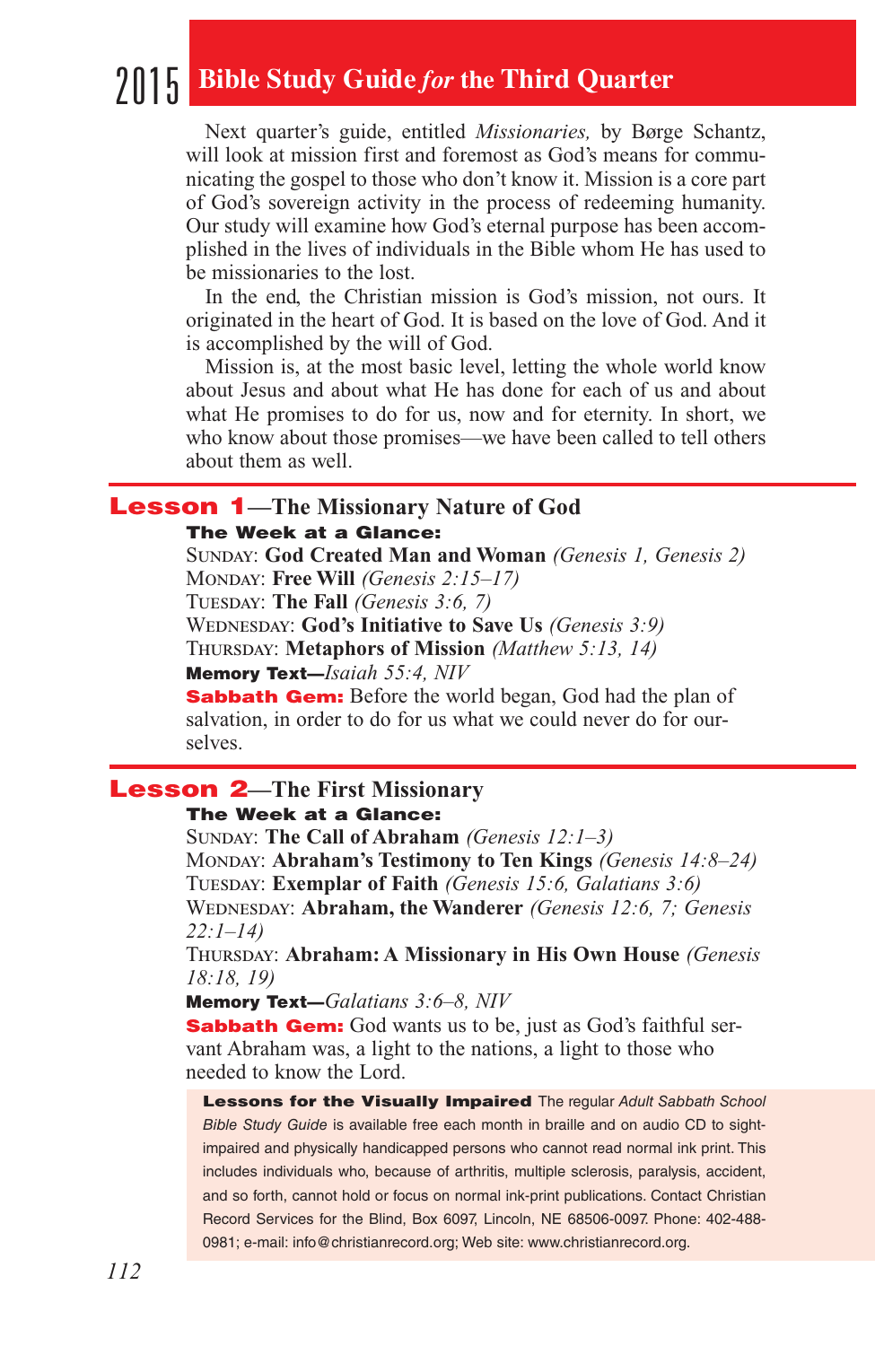# 2015 Bible Study Guide *for* the Third Quarter

Next quarter's guide, entitled *Missionaries,* by Børge Schantz, will look at mission first and foremost as God's means for communicating the gospel to those who don't know it. Mission is a core part of God's sovereign activity in the process of redeeming humanity. Our study will examine how God's eternal purpose has been accomplished in the lives of individuals in the Bible whom He has used to be missionaries to the lost.

In the end, the Christian mission is God's mission, not ours. It originated in the heart of God. It is based on the love of God. And it is accomplished by the will of God.

Mission is, at the most basic level, letting the whole world know about Jesus and about what He has done for each of us and about what He promises to do for us, now and for eternity. In short, we who know about those promises—we have been called to tell others about them as well.

## Lesson 1—The Missionary Nature of God

**The Week at a Glance:**

Sunday: **God Created Man and Woman** *(Genesis 1, Genesis 2)*
Monday: **Free Will** *(Genesis 2:15–17)*
Tuesday: **The Fall** *(Genesis 3:6, 7)*
Wednesday: **God's Initiative to Save Us** *(Genesis 3:9)*
Thursday: **Metaphors of Mission** *(Matthew 5:13, 14)*

**Memory Text—***Isaiah 55:4, NIV*

**Sabbath Gem:** Before the world began, God had the plan of salvation, in order to do for us what we could never do for ourselves.

## Lesson 2—The First Missionary

**The Week at a Glance:**

Sunday: **The Call of Abraham** *(Genesis 12:1–3)*
Monday: **Abraham's Testimony to Ten Kings** *(Genesis 14:8–24)*
Tuesday: **Exemplar of Faith** *(Genesis 15:6, Galatians 3:6)*
Wednesday: **Abraham, the Wanderer** *(Genesis 12:6, 7; Genesis 22:1–14)*
Thursday: **Abraham: A Missionary in His Own House** *(Genesis 18:18, 19)*

**Memory Text—***Galatians 3:6–8, NIV*

**Sabbath Gem:** God wants us to be, just as God's faithful servant Abraham was, a light to the nations, a light to those who needed to know the Lord.

**Lessons for the Visually Impaired** The regular *Adult Sabbath School Bible Study Guide* is available free each month in braille and on audio CD to sight-impaired and physically handicapped persons who cannot read normal ink print. This includes individuals who, because of arthritis, multiple sclerosis, paralysis, accident, and so forth, cannot hold or focus on normal ink-print publications. Contact Christian Record Services for the Blind, Box 6097, Lincoln, NE 68506-0097. Phone: 402-488-0981; e-mail: info@christianrecord.org; Web site: www.christianrecord.org.